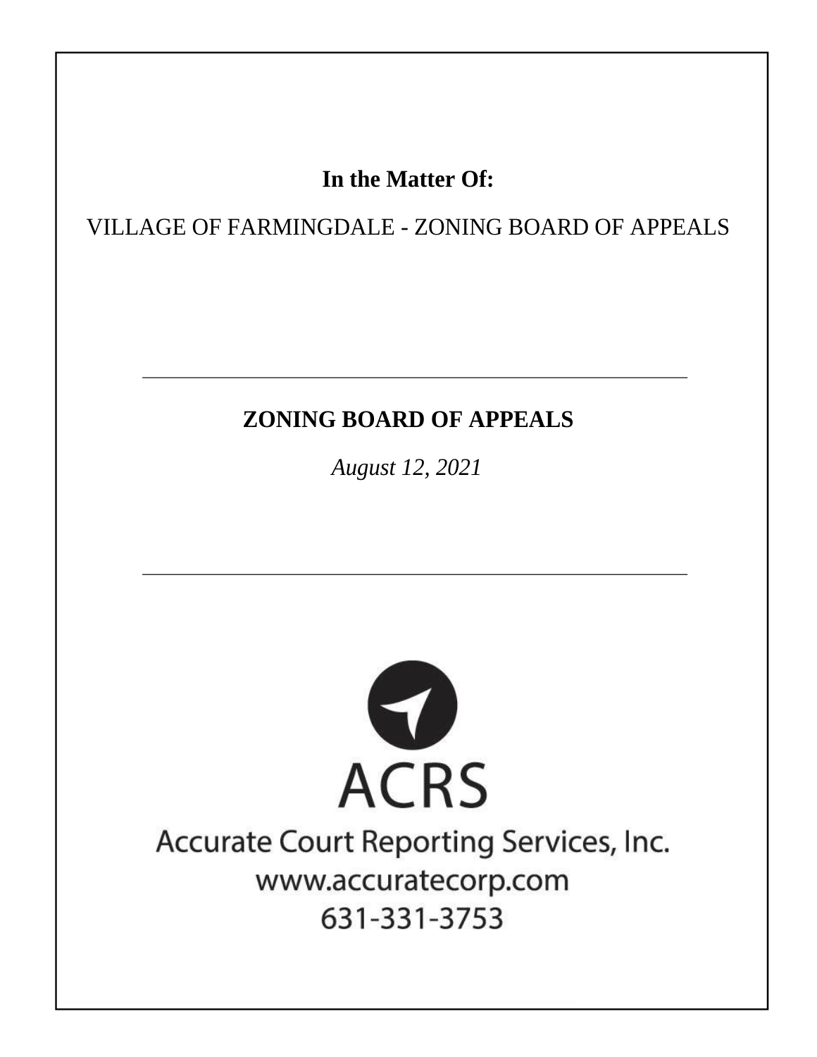**In the Matter Of:**

VILLAGE OF FARMINGDALE - ZONING BOARD OF APPEALS

---

**ZONING BOARD OF APPEALS**

*August 12, 2021*

---

ACRS

Accurate Court Reporting Services, Inc.
www.accuratecorp.com
631-331-3753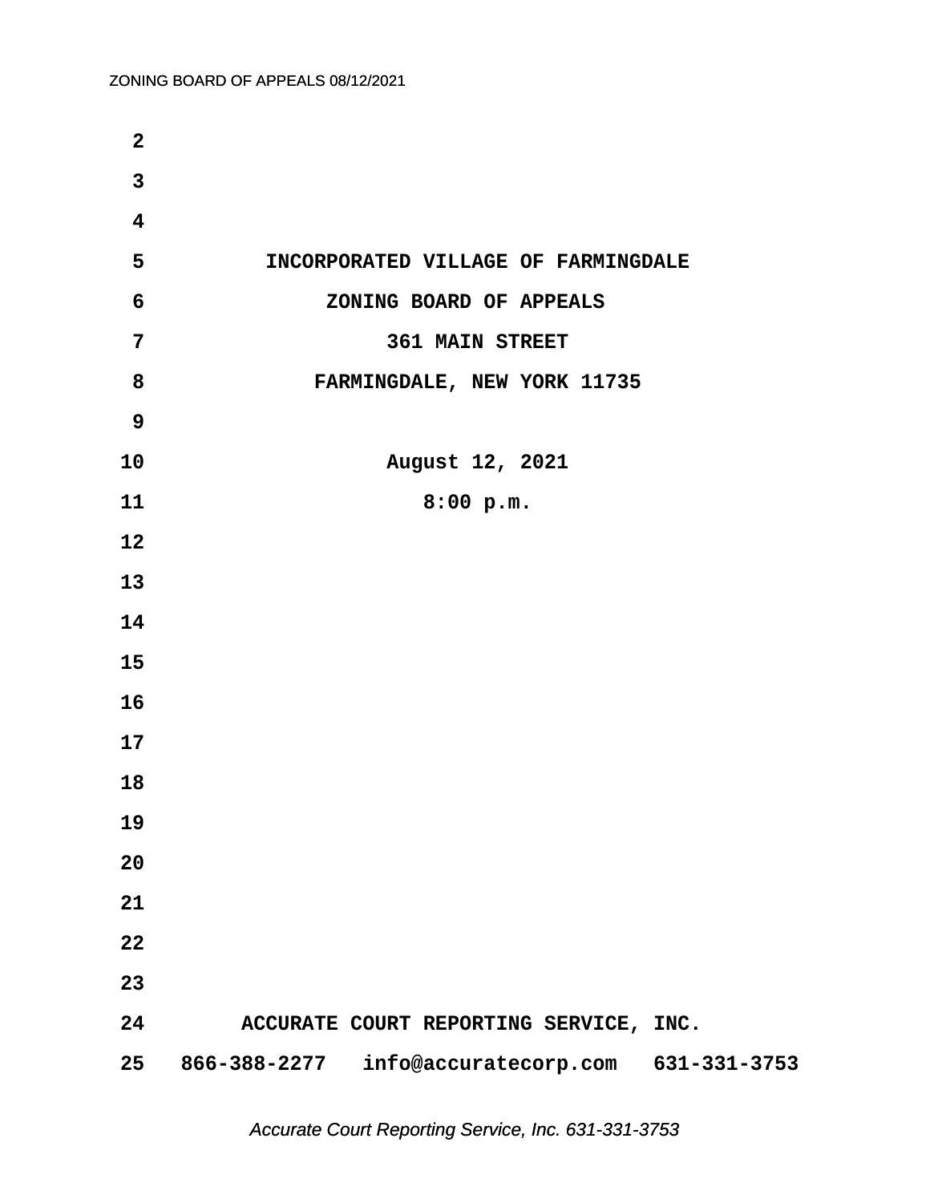INCORPORATED VILLAGE OF FARMINGDALE

ZONING BOARD OF APPEALS

361 MAIN STREET

FARMINGDALE, NEW YORK 11735

August 12, 2021

8:00 p.m.

ACCURATE COURT REPORTING SERVICE, INC.

866-388-2277 info@accuratecorp.com 631-331-3753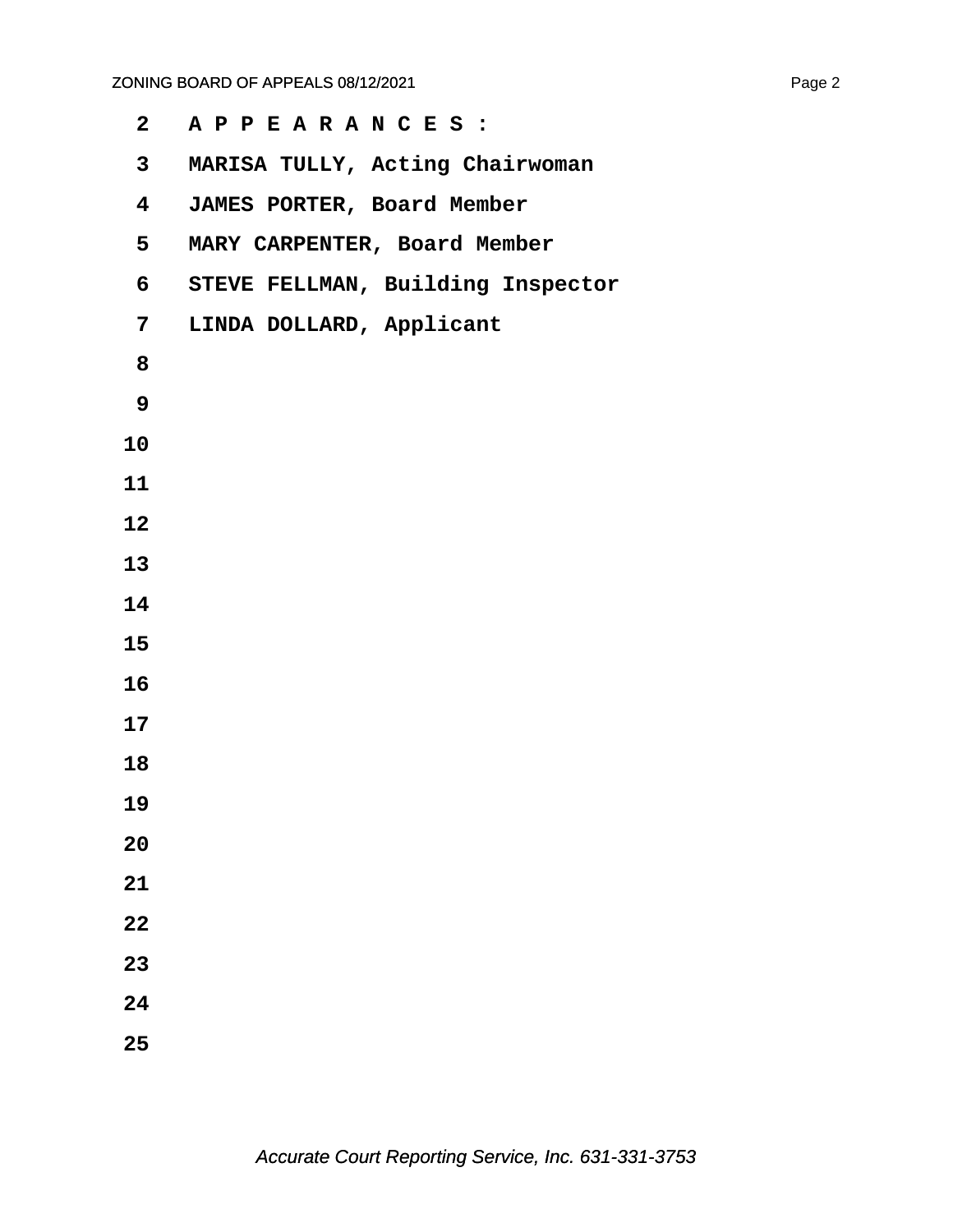A P P E A R A N C E S :

MARISA TULLY, Acting Chairwoman

JAMES PORTER, Board Member

MARY CARPENTER, Board Member

STEVE FELLMAN, Building Inspector

LINDA DOLLARD, Applicant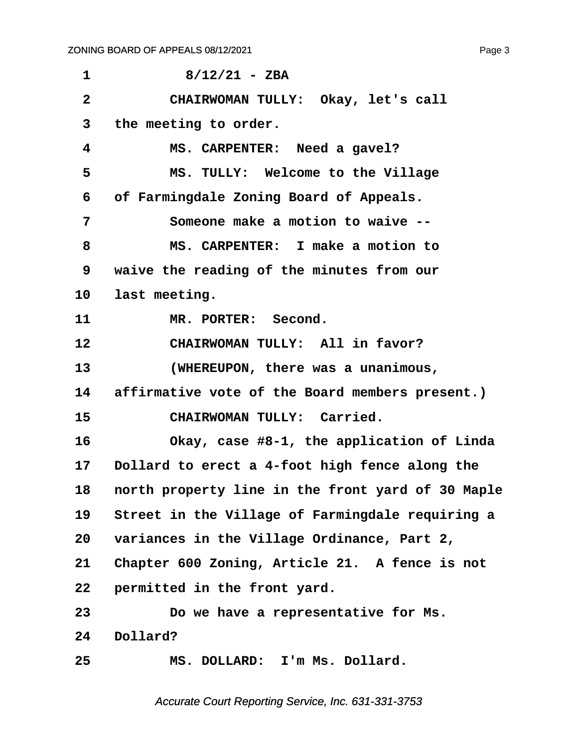1 8/12/21 - ZBA

2 CHAIRWOMAN TULLY: Okay, let's call

3 the meeting to order.

4 MS. CARPENTER: Need a gavel?

5 MS. TULLY: Welcome to the Village

6 of Farmingdale Zoning Board of Appeals.

7 Someone make a motion to waive --

8 MS. CARPENTER: I make a motion to

9 waive the reading of the minutes from our

10 last meeting.

11 MR. PORTER: Second.

12 CHAIRWOMAN TULLY: All in favor?

13 (WHEREUPON, there was a unanimous,

14 affirmative vote of the Board members present.)

15 CHAIRWOMAN TULLY: Carried.

16 Okay, case #8-1, the application of Linda

17 Dollard to erect a 4-foot high fence along the

18 north property line in the front yard of 30 Maple

19 Street in the Village of Farmingdale requiring a

20 variances in the Village Ordinance, Part 2,

21 Chapter 600 Zoning, Article 21. A fence is not

22 permitted in the front yard.

23 Do we have a representative for Ms.

24 Dollard?

25 MS. DOLLARD: I'm Ms. Dollard.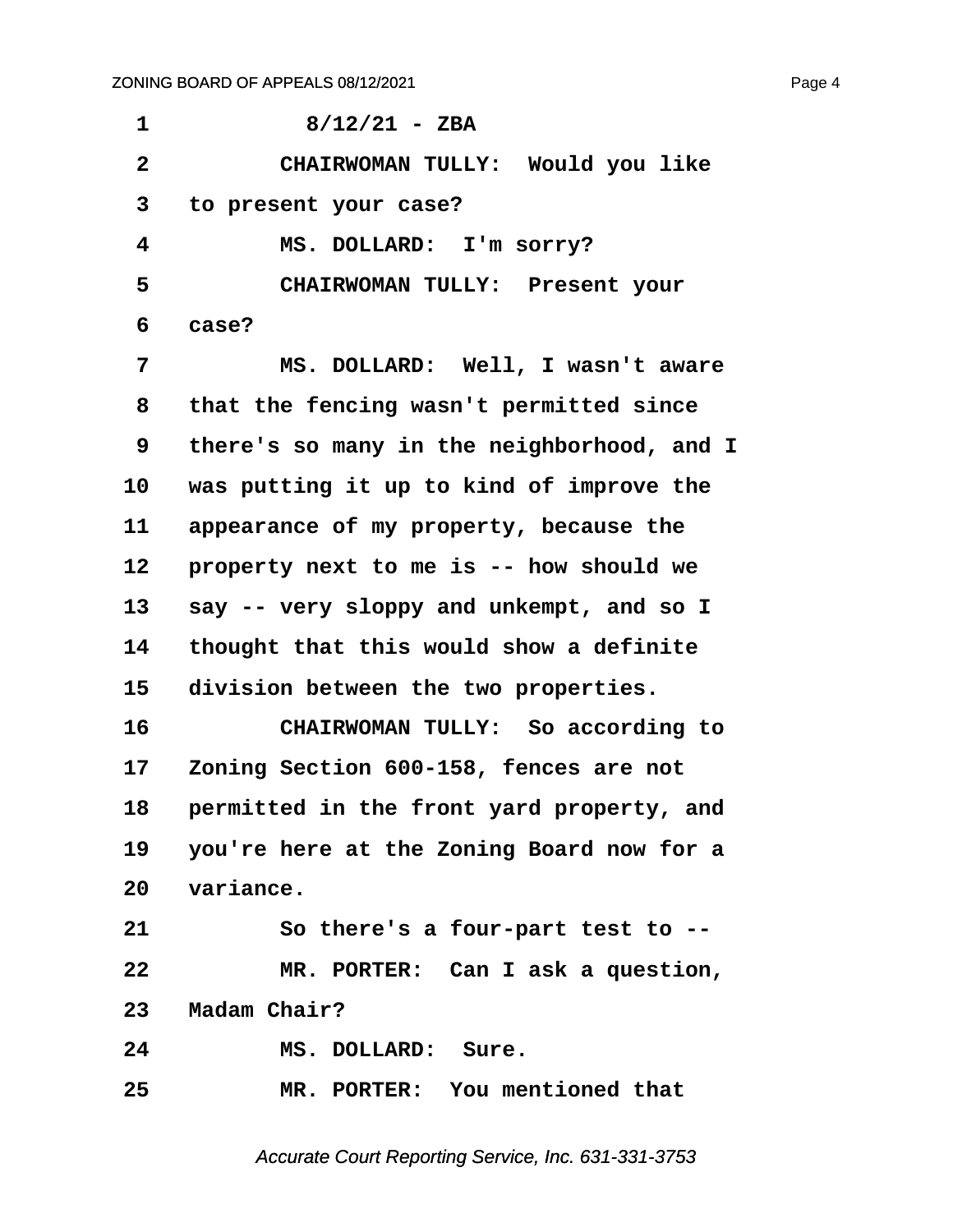8/12/21 - ZBA

CHAIRWOMAN TULLY: Would you like to present your case?

MS. DOLLARD: I'm sorry?

CHAIRWOMAN TULLY: Present your case?

MS. DOLLARD: Well, I wasn't aware that the fencing wasn't permitted since there's so many in the neighborhood, and I was putting it up to kind of improve the appearance of my property, because the property next to me is -- how should we say -- very sloppy and unkempt, and so I thought that this would show a definite division between the two properties.

CHAIRWOMAN TULLY: So according to Zoning Section 600-158, fences are not permitted in the front yard property, and you're here at the Zoning Board now for a variance.

So there's a four-part test to --

MR. PORTER: Can I ask a question, Madam Chair?

MS. DOLLARD: Sure.

MR. PORTER: You mentioned that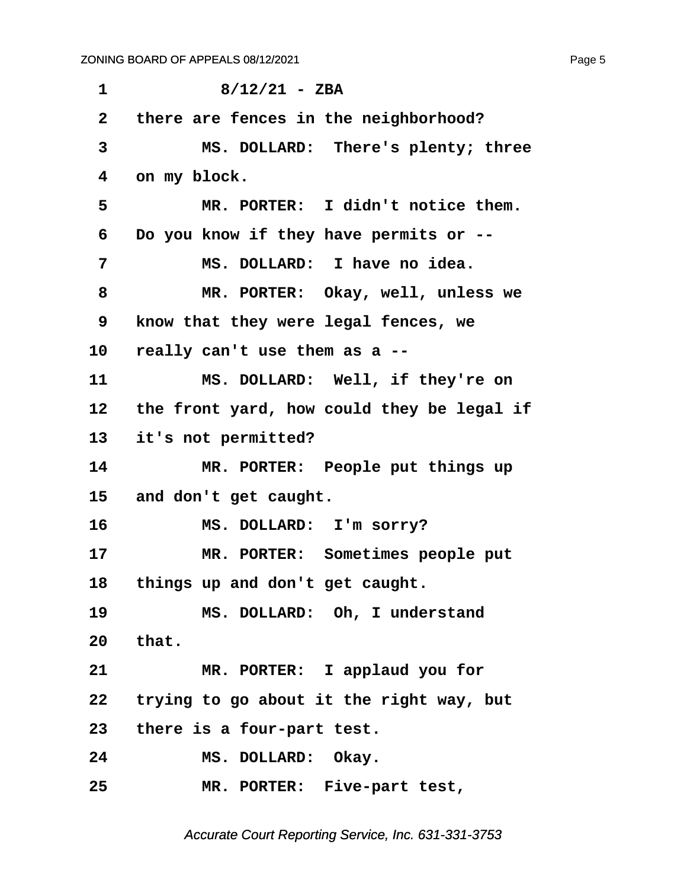8/12/21 - ZBA

there are fences in the neighborhood?

MS. DOLLARD: There's plenty; three on my block.

MR. PORTER: I didn't notice them. Do you know if they have permits or --

MS. DOLLARD: I have no idea.

MR. PORTER: Okay, well, unless we know that they were legal fences, we really can't use them as a --

MS. DOLLARD: Well, if they're on the front yard, how could they be legal if it's not permitted?

MR. PORTER: People put things up and don't get caught.

MS. DOLLARD: I'm sorry?

MR. PORTER: Sometimes people put things up and don't get caught.

MS. DOLLARD: Oh, I understand that.

MR. PORTER: I applaud you for trying to go about it the right way, but there is a four-part test.

MS. DOLLARD: Okay.

MR. PORTER: Five-part test,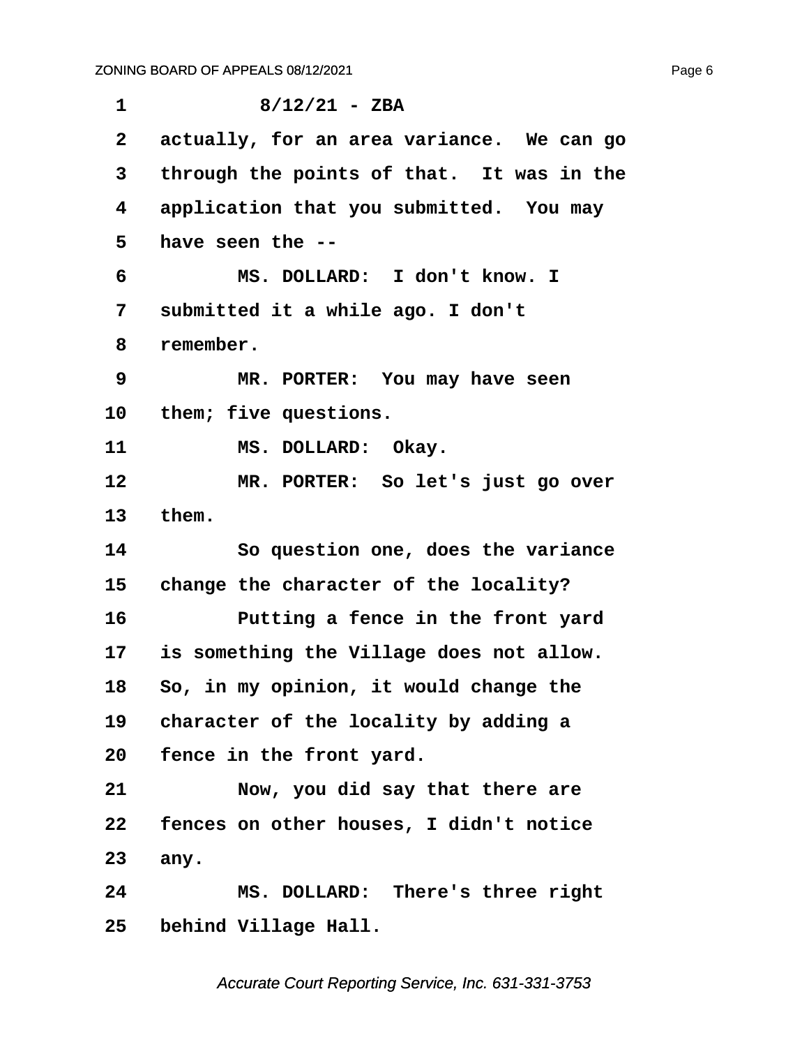8/12/21 - ZBA

actually, for an area variance. We can go through the points of that. It was in the application that you submitted. You may have seen the --

MS. DOLLARD: I don't know. I submitted it a while ago. I don't remember.

MR. PORTER: You may have seen them; five questions.

MS. DOLLARD: Okay.

MR. PORTER: So let's just go over them.

So question one, does the variance change the character of the locality?

Putting a fence in the front yard is something the Village does not allow. So, in my opinion, it would change the character of the locality by adding a fence in the front yard.

Now, you did say that there are fences on other houses, I didn't notice any.

MS. DOLLARD: There's three right behind Village Hall.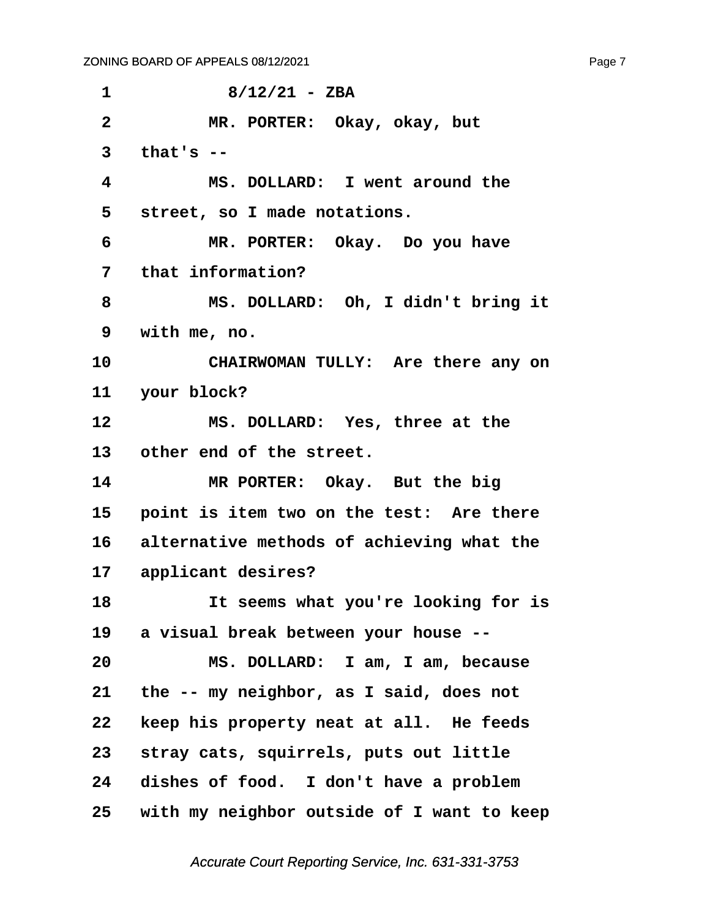8/12/21 - ZBA

MR. PORTER: Okay, okay, but that's --

MS. DOLLARD: I went around the street, so I made notations.

MR. PORTER: Okay. Do you have that information?

MS. DOLLARD: Oh, I didn't bring it with me, no.

CHAIRWOMAN TULLY: Are there any on your block?

MS. DOLLARD: Yes, three at the other end of the street.

MR PORTER: Okay. But the big point is item two on the test: Are there alternative methods of achieving what the applicant desires?

It seems what you're looking for is a visual break between your house --

MS. DOLLARD: I am, I am, because the -- my neighbor, as I said, does not keep his property neat at all. He feeds stray cats, squirrels, puts out little dishes of food. I don't have a problem with my neighbor outside of I want to keep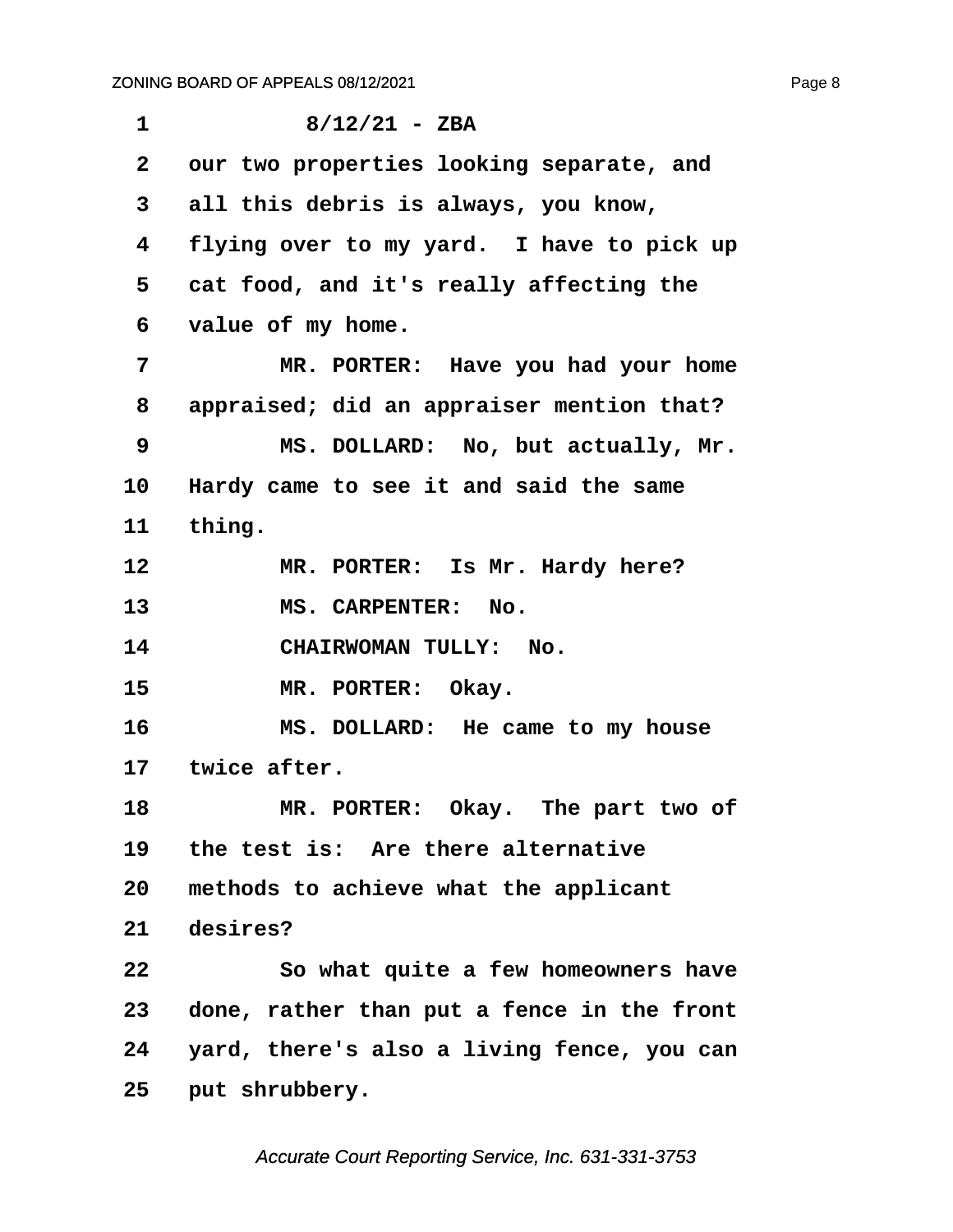1 8/12/21 - ZBA

2 our two properties looking separate, and

3 all this debris is always, you know,

4 flying over to my yard. I have to pick up

5 cat food, and it's really affecting the

6 value of my home.

7 MR. PORTER: Have you had your home

8 appraised; did an appraiser mention that?

9 MS. DOLLARD: No, but actually, Mr.

10 Hardy came to see it and said the same

11 thing.

12 MR. PORTER: Is Mr. Hardy here?

13 MS. CARPENTER: No.

14 CHAIRWOMAN TULLY: No.

15 MR. PORTER: Okay.

16 MS. DOLLARD: He came to my house

17 twice after.

18 MR. PORTER: Okay. The part two of

19 the test is: Are there alternative

20 methods to achieve what the applicant

21 desires?

22 So what quite a few homeowners have

23 done, rather than put a fence in the front

24 yard, there's also a living fence, you can

25 put shrubbery.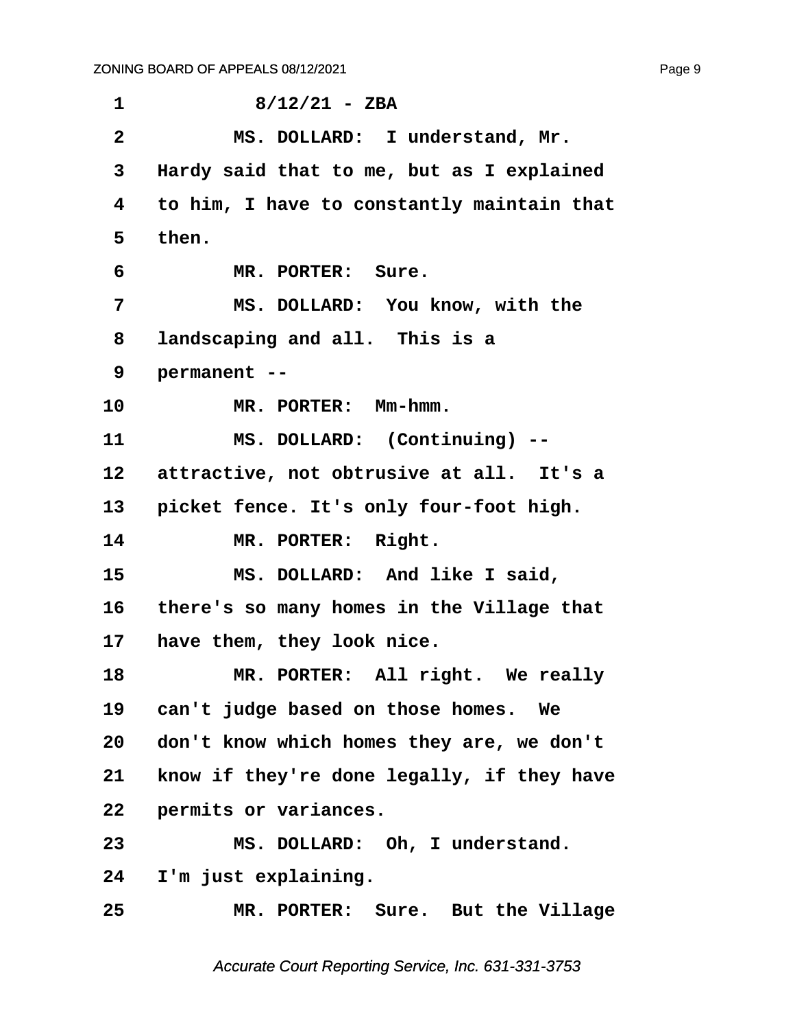8/12/21 - ZBA

MS. DOLLARD: I understand, Mr. Hardy said that to me, but as I explained to him, I have to constantly maintain that then.

MR. PORTER: Sure.

MS. DOLLARD: You know, with the landscaping and all. This is a permanent --

MR. PORTER: Mm-hmm.

MS. DOLLARD: (Continuing) -- attractive, not obtrusive at all. It's a picket fence. It's only four-foot high.

MR. PORTER: Right.

MS. DOLLARD: And like I said, there's so many homes in the Village that have them, they look nice.

MR. PORTER: All right. We really can't judge based on those homes. We don't know which homes they are, we don't know if they're done legally, if they have permits or variances.

MS. DOLLARD: Oh, I understand. I'm just explaining.

MR. PORTER: Sure. But the Village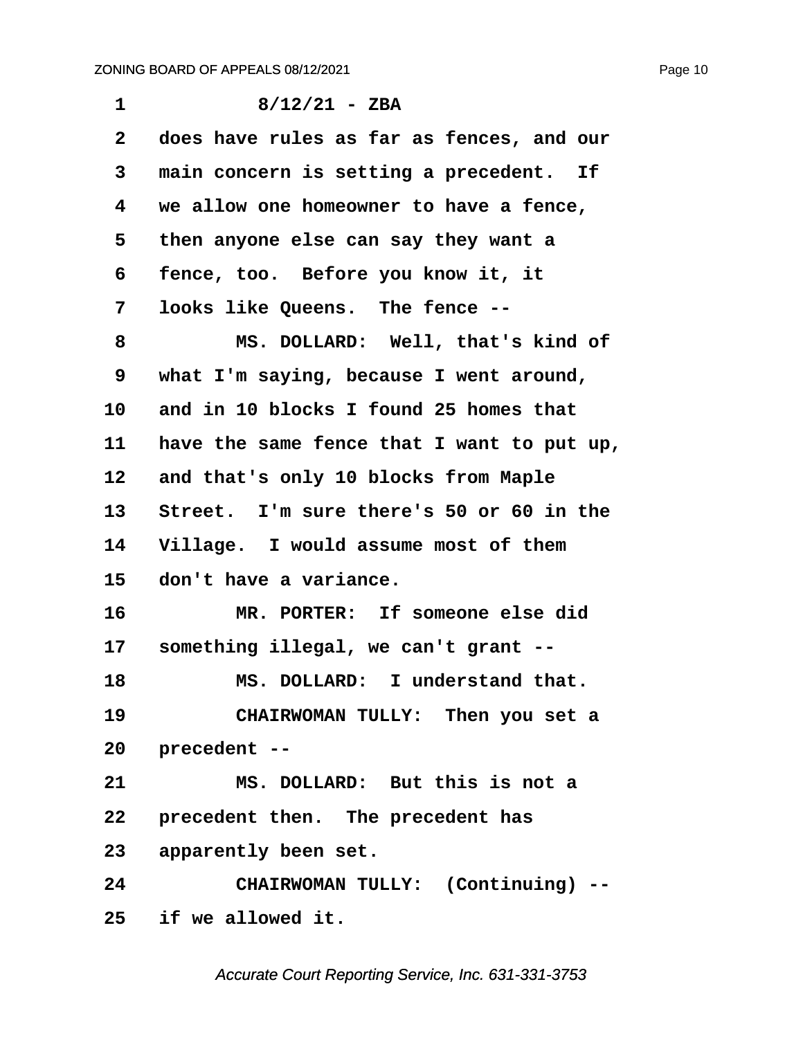1 8/12/21 - ZBA

2 does have rules as far as fences, and our

3 main concern is setting a precedent. If

4 we allow one homeowner to have a fence,

5 then anyone else can say they want a

6 fence, too. Before you know it, it

7 looks like Queens. The fence --

8 MS. DOLLARD: Well, that's kind of

9 what I'm saying, because I went around,

10 and in 10 blocks I found 25 homes that

11 have the same fence that I want to put up,

12 and that's only 10 blocks from Maple

13 Street. I'm sure there's 50 or 60 in the

14 Village. I would assume most of them

15 don't have a variance.

16 MR. PORTER: If someone else did

17 something illegal, we can't grant --

18 MS. DOLLARD: I understand that.

19 CHAIRWOMAN TULLY: Then you set a

20 precedent --

21 MS. DOLLARD: But this is not a

22 precedent then. The precedent has

23 apparently been set.

24 CHAIRWOMAN TULLY: (Continuing) --

25 if we allowed it.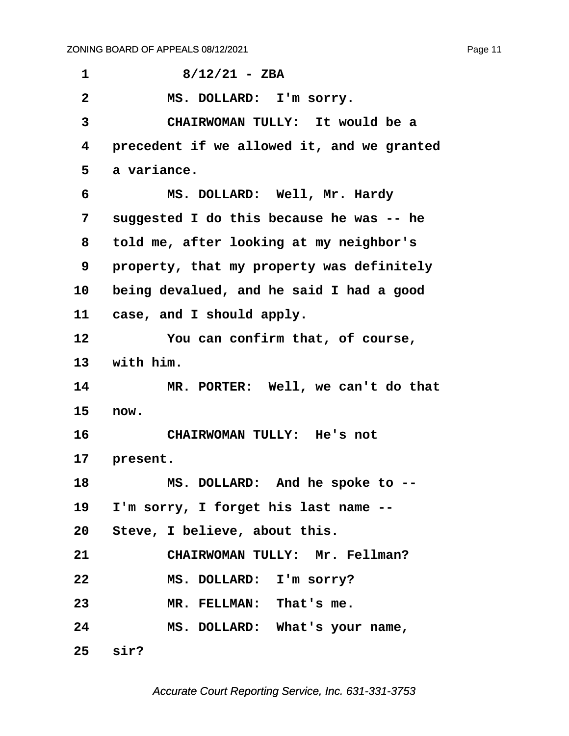8/12/21 - ZBA

MS. DOLLARD: I'm sorry.

CHAIRWOMAN TULLY: It would be a precedent if we allowed it, and we granted a variance.

MS. DOLLARD: Well, Mr. Hardy suggested I do this because he was -- he told me, after looking at my neighbor's property, that my property was definitely being devalued, and he said I had a good case, and I should apply.

You can confirm that, of course, with him.

MR. PORTER: Well, we can't do that now.

CHAIRWOMAN TULLY: He's not present.

MS. DOLLARD: And he spoke to -- I'm sorry, I forget his last name -- Steve, I believe, about this.

CHAIRWOMAN TULLY: Mr. Fellman?

MS. DOLLARD: I'm sorry?

MR. FELLMAN: That's me.

MS. DOLLARD: What's your name, sir?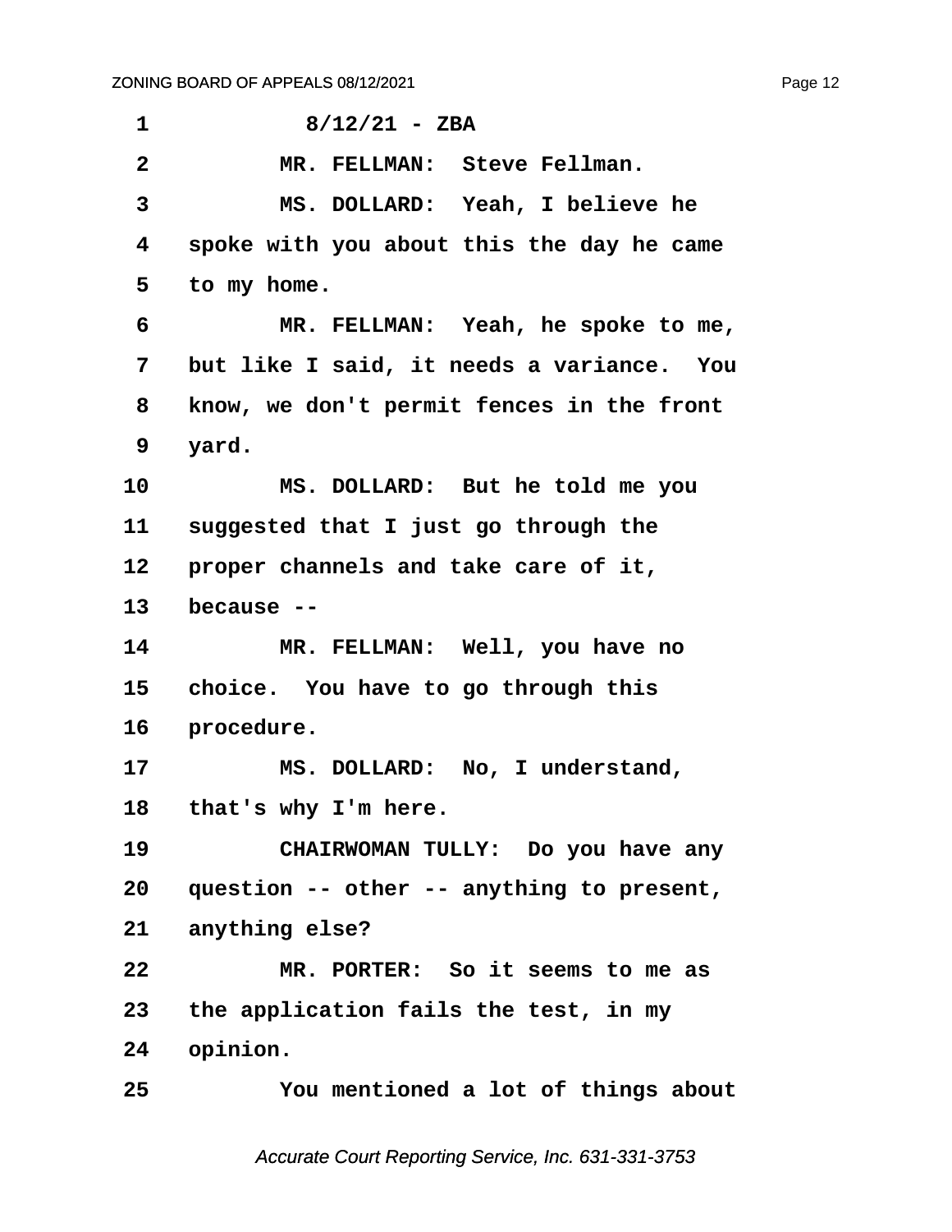8/12/21 - ZBA

MR. FELLMAN: Steve Fellman.

MS. DOLLARD: Yeah, I believe he spoke with you about this the day he came to my home.

MR. FELLMAN: Yeah, he spoke to me, but like I said, it needs a variance. You know, we don't permit fences in the front yard.

MS. DOLLARD: But he told me you suggested that I just go through the proper channels and take care of it, because --

MR. FELLMAN: Well, you have no choice. You have to go through this procedure.

MS. DOLLARD: No, I understand, that's why I'm here.

CHAIRWOMAN TULLY: Do you have any question -- other -- anything to present, anything else?

MR. PORTER: So it seems to me as the application fails the test, in my opinion.

You mentioned a lot of things about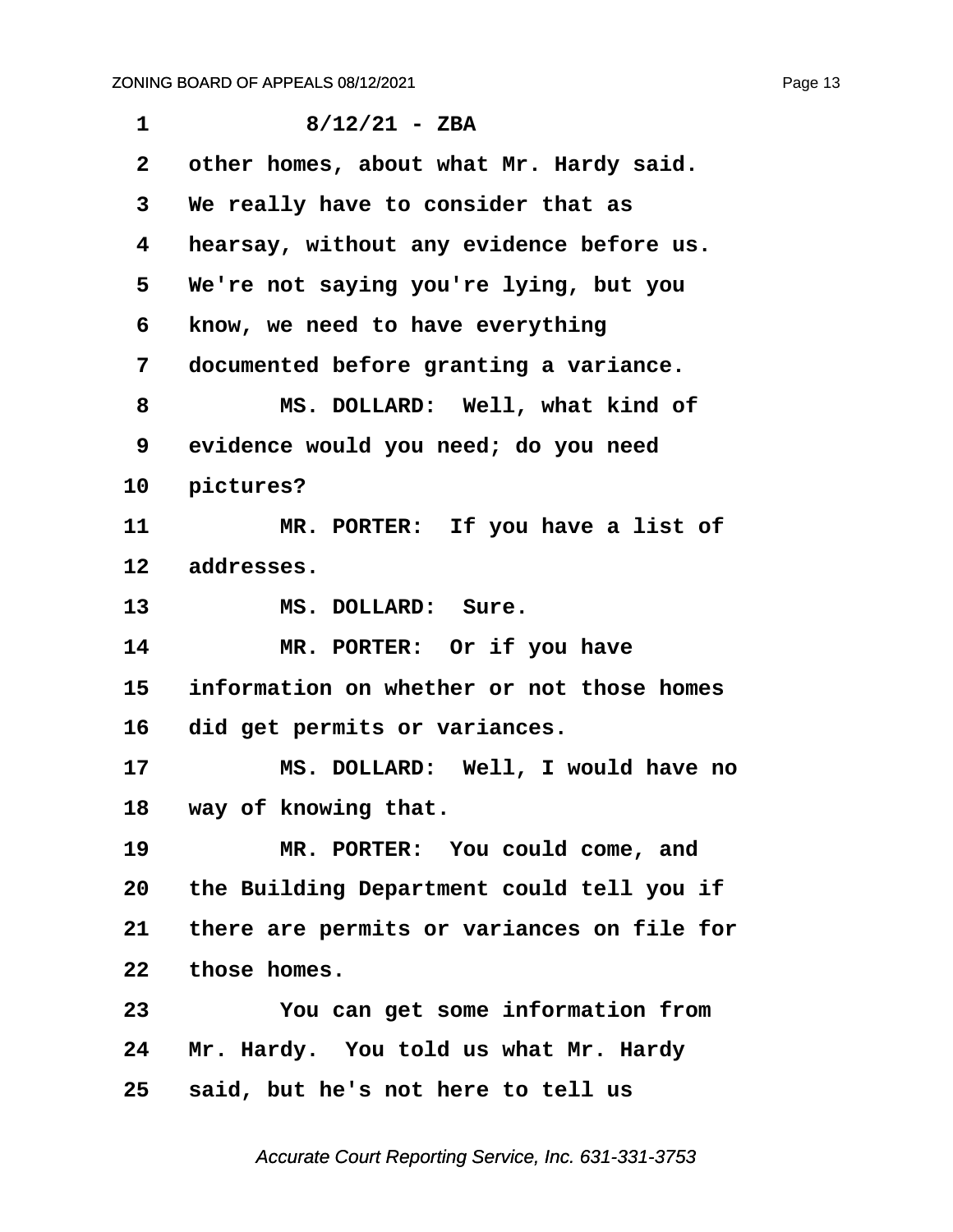other homes, about what Mr. Hardy said. We really have to consider that as hearsay, without any evidence before us. We're not saying you're lying, but you know, we need to have everything documented before granting a variance.

MS. DOLLARD: Well, what kind of evidence would you need; do you need pictures?

MR. PORTER: If you have a list of addresses.

MS. DOLLARD: Sure.

MR. PORTER: Or if you have information on whether or not those homes did get permits or variances.

MS. DOLLARD: Well, I would have no way of knowing that.

MR. PORTER: You could come, and the Building Department could tell you if there are permits or variances on file for those homes.

You can get some information from Mr. Hardy. You told us what Mr. Hardy said, but he's not here to tell us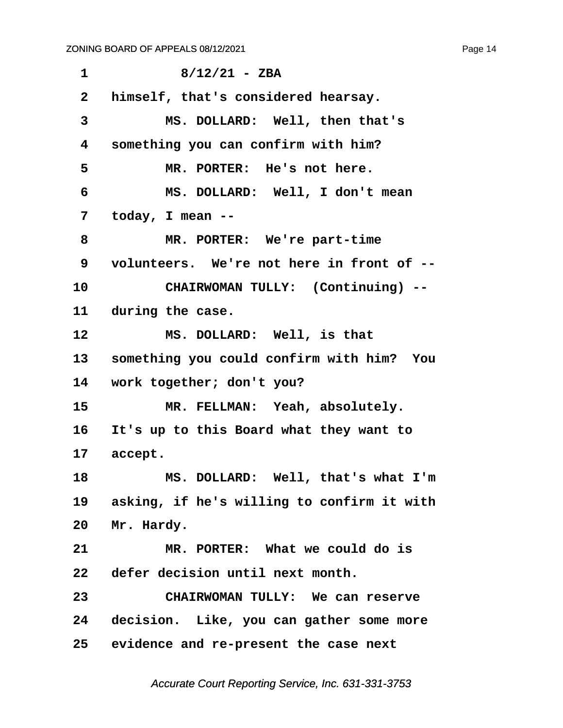1 8/12/21 - ZBA

2 himself, that's considered hearsay.

3 MS. DOLLARD: Well, then that's

4 something you can confirm with him?

5 MR. PORTER: He's not here.

6 MS. DOLLARD: Well, I don't mean

7 today, I mean --

8 MR. PORTER: We're part-time

9 volunteers. We're not here in front of --

10 CHAIRWOMAN TULLY: (Continuing) --

11 during the case.

12 MS. DOLLARD: Well, is that

13 something you could confirm with him? You

14 work together; don't you?

15 MR. FELLMAN: Yeah, absolutely.

16 It's up to this Board what they want to

17 accept.

18 MS. DOLLARD: Well, that's what I'm

19 asking, if he's willing to confirm it with

20 Mr. Hardy.

21 MR. PORTER: What we could do is

22 defer decision until next month.

23 CHAIRWOMAN TULLY: We can reserve

24 decision. Like, you can gather some more

25 evidence and re-present the case next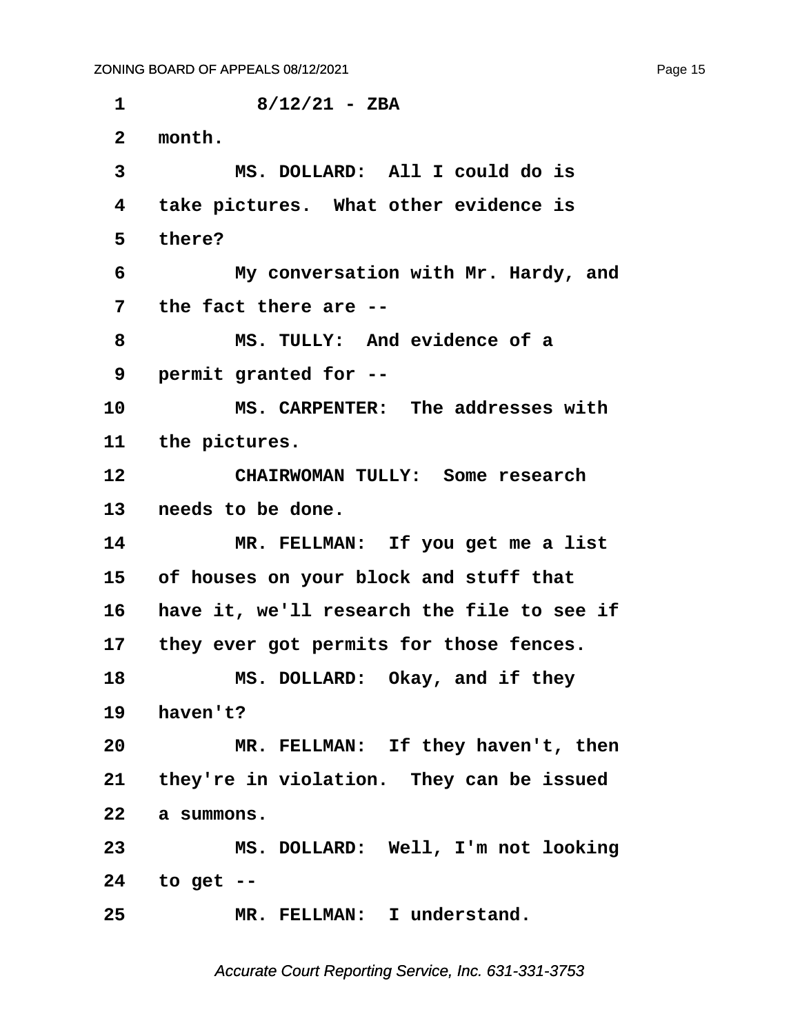8/12/21 - ZBA

month.

MS. DOLLARD: All I could do is take pictures. What other evidence is there?

My conversation with Mr. Hardy, and the fact there are --

MS. TULLY: And evidence of a permit granted for --

MS. CARPENTER: The addresses with the pictures.

CHAIRWOMAN TULLY: Some research needs to be done.

MR. FELLMAN: If you get me a list of houses on your block and stuff that have it, we'll research the file to see if they ever got permits for those fences.

MS. DOLLARD: Okay, and if they haven't?

MR. FELLMAN: If they haven't, then they're in violation. They can be issued a summons.

MS. DOLLARD: Well, I'm not looking to get --

MR. FELLMAN: I understand.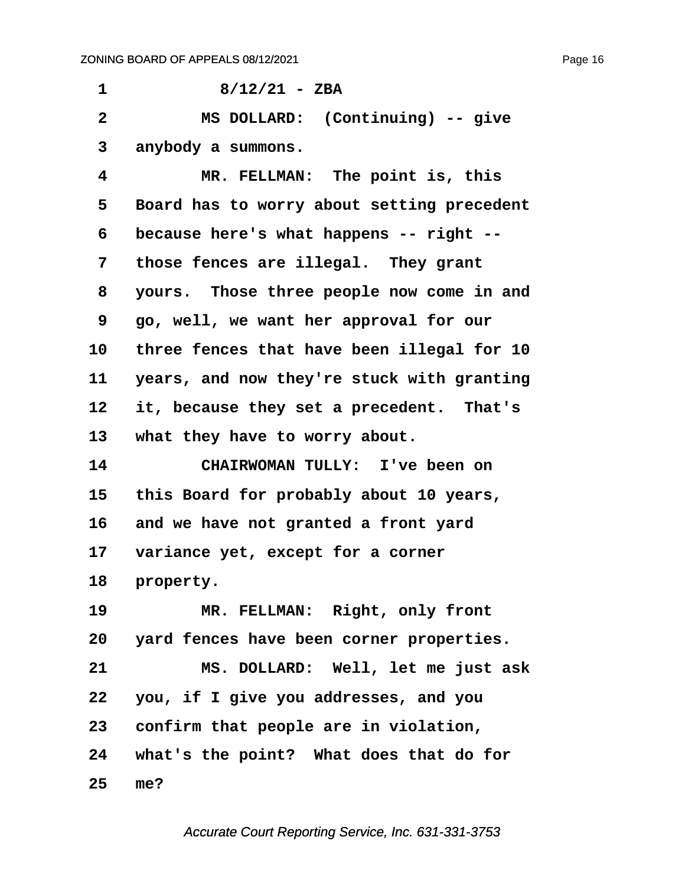8/12/21 - ZBA

MS DOLLARD: (Continuing) -- give anybody a summons.

MR. FELLMAN: The point is, this Board has to worry about setting precedent because here's what happens -- right -- those fences are illegal. They grant yours. Those three people now come in and go, well, we want her approval for our three fences that have been illegal for 10 years, and now they're stuck with granting it, because they set a precedent. That's what they have to worry about.

CHAIRWOMAN TULLY: I've been on this Board for probably about 10 years, and we have not granted a front yard variance yet, except for a corner property.

MR. FELLMAN: Right, only front yard fences have been corner properties.

MS. DOLLARD: Well, let me just ask you, if I give you addresses, and you confirm that people are in violation, what's the point? What does that do for me?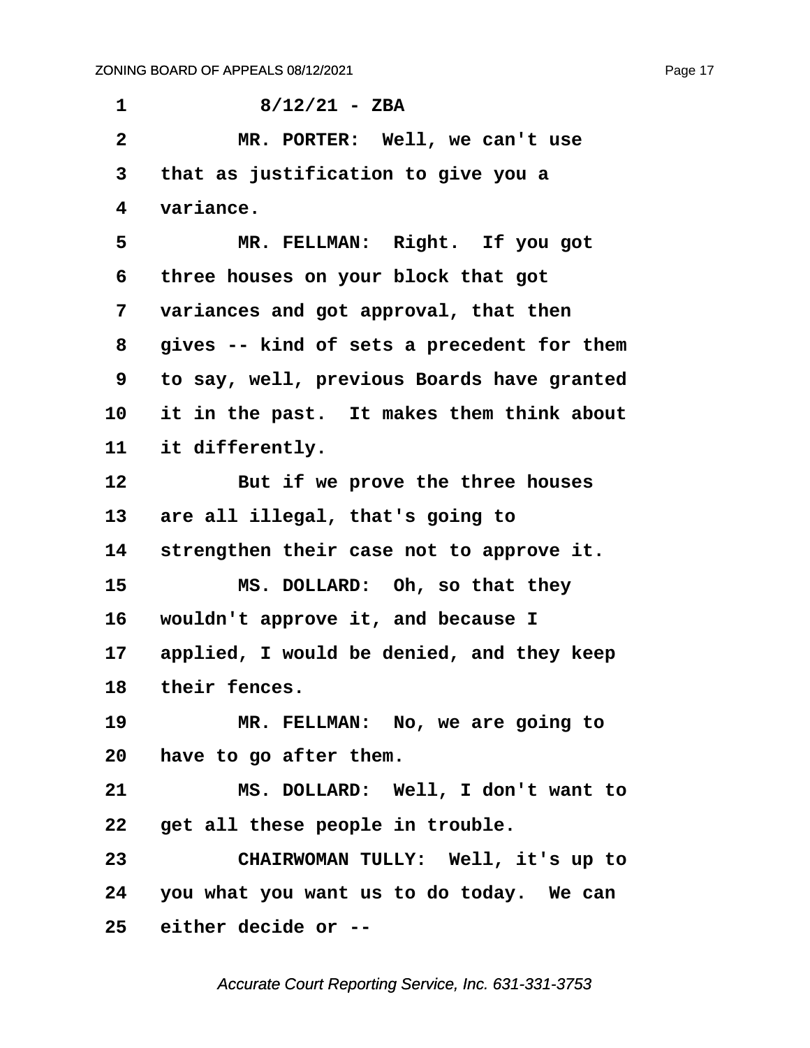1 8/12/21 - ZBA

2 MR. PORTER: Well, we can't use

3 that as justification to give you a

4 variance.

5 MR. FELLMAN: Right. If you got

6 three houses on your block that got

7 variances and got approval, that then

8 gives -- kind of sets a precedent for them

9 to say, well, previous Boards have granted

10 it in the past. It makes them think about

11 it differently.

12 But if we prove the three houses

13 are all illegal, that's going to

14 strengthen their case not to approve it.

15 MS. DOLLARD: Oh, so that they

16 wouldn't approve it, and because I

17 applied, I would be denied, and they keep

18 their fences.

19 MR. FELLMAN: No, we are going to

20 have to go after them.

21 MS. DOLLARD: Well, I don't want to

22 get all these people in trouble.

23 CHAIRWOMAN TULLY: Well, it's up to

24 you what you want us to do today. We can

25 either decide or --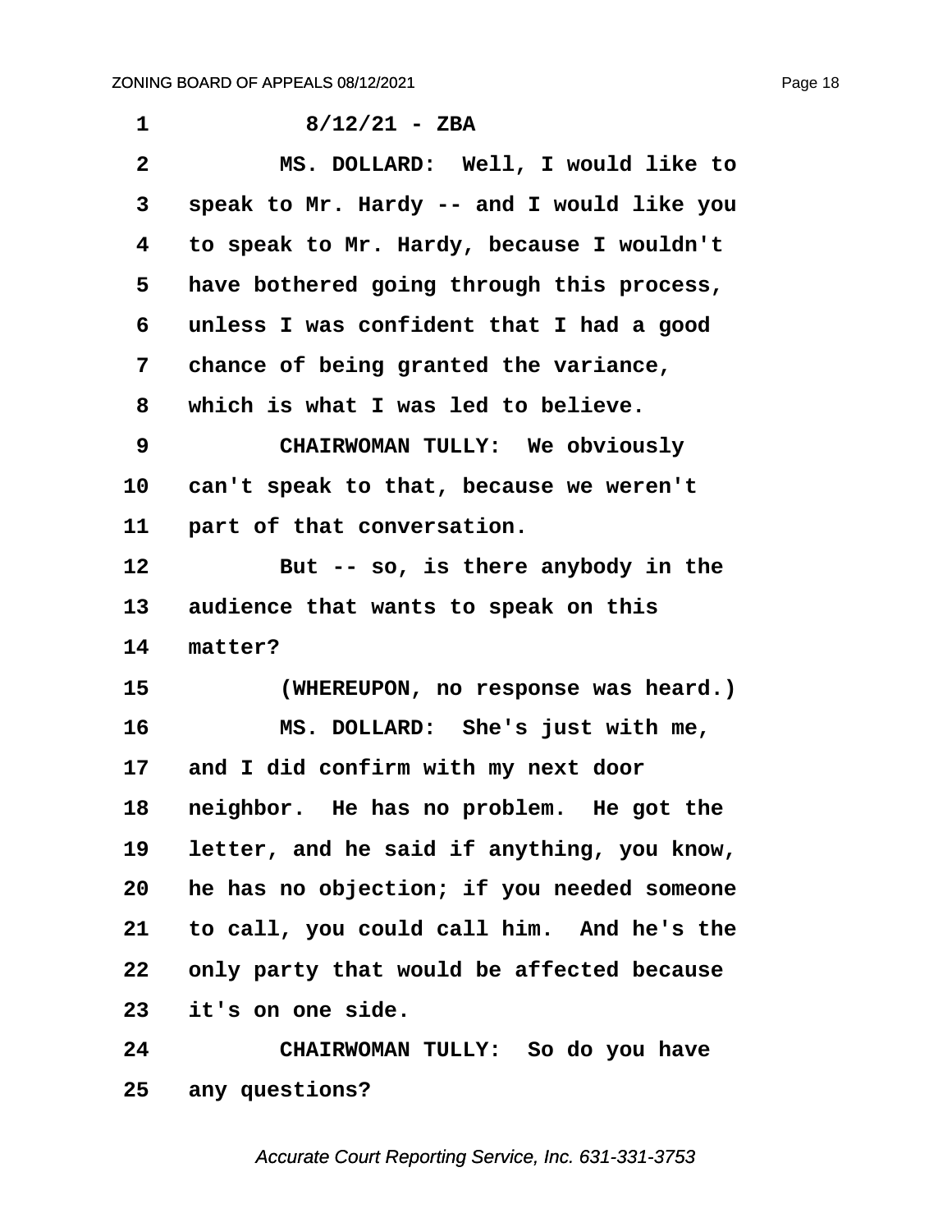8/12/21 - ZBA

MS. DOLLARD: Well, I would like to speak to Mr. Hardy -- and I would like you to speak to Mr. Hardy, because I wouldn't have bothered going through this process, unless I was confident that I had a good chance of being granted the variance, which is what I was led to believe.

CHAIRWOMAN TULLY: We obviously can't speak to that, because we weren't part of that conversation.

But -- so, is there anybody in the audience that wants to speak on this matter?

(WHEREUPON, no response was heard.)

MS. DOLLARD: She's just with me, and I did confirm with my next door neighbor. He has no problem. He got the letter, and he said if anything, you know, he has no objection; if you needed someone to call, you could call him. And he's the only party that would be affected because it's on one side.

CHAIRWOMAN TULLY: So do you have any questions?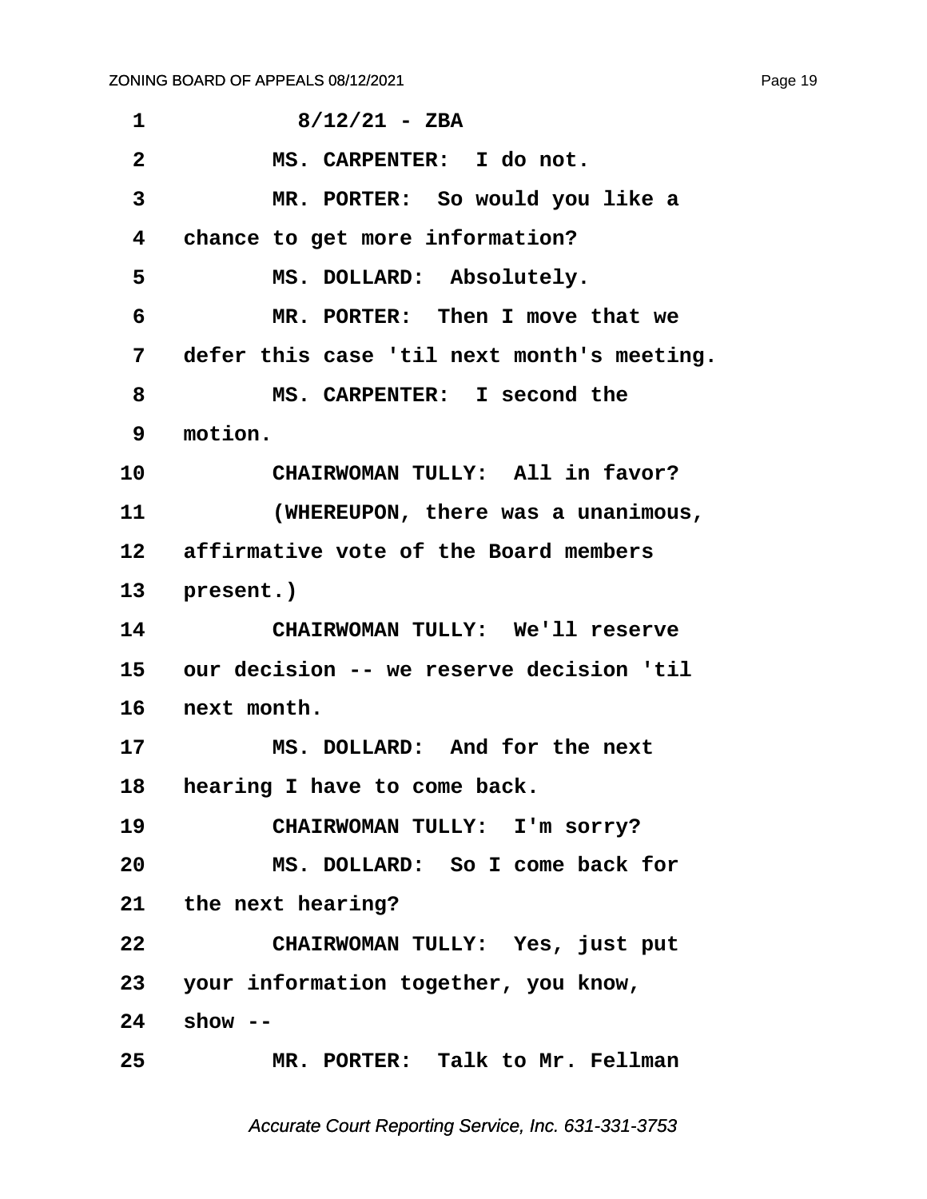1 8/12/21 - ZBA

2 MS. CARPENTER: I do not.

3 MR. PORTER: So would you like a

4 chance to get more information?

5 MS. DOLLARD: Absolutely.

6 MR. PORTER: Then I move that we

7 defer this case 'til next month's meeting.

8 MS. CARPENTER: I second the

9 motion.

10 CHAIRWOMAN TULLY: All in favor?

11 (WHEREUPON, there was a unanimous,

12 affirmative vote of the Board members

13 present.)

14 CHAIRWOMAN TULLY: We'll reserve

15 our decision -- we reserve decision 'til

16 next month.

17 MS. DOLLARD: And for the next

18 hearing I have to come back.

19 CHAIRWOMAN TULLY: I'm sorry?

20 MS. DOLLARD: So I come back for

21 the next hearing?

22 CHAIRWOMAN TULLY: Yes, just put

23 your information together, you know,

24 show --

25 MR. PORTER: Talk to Mr. Fellman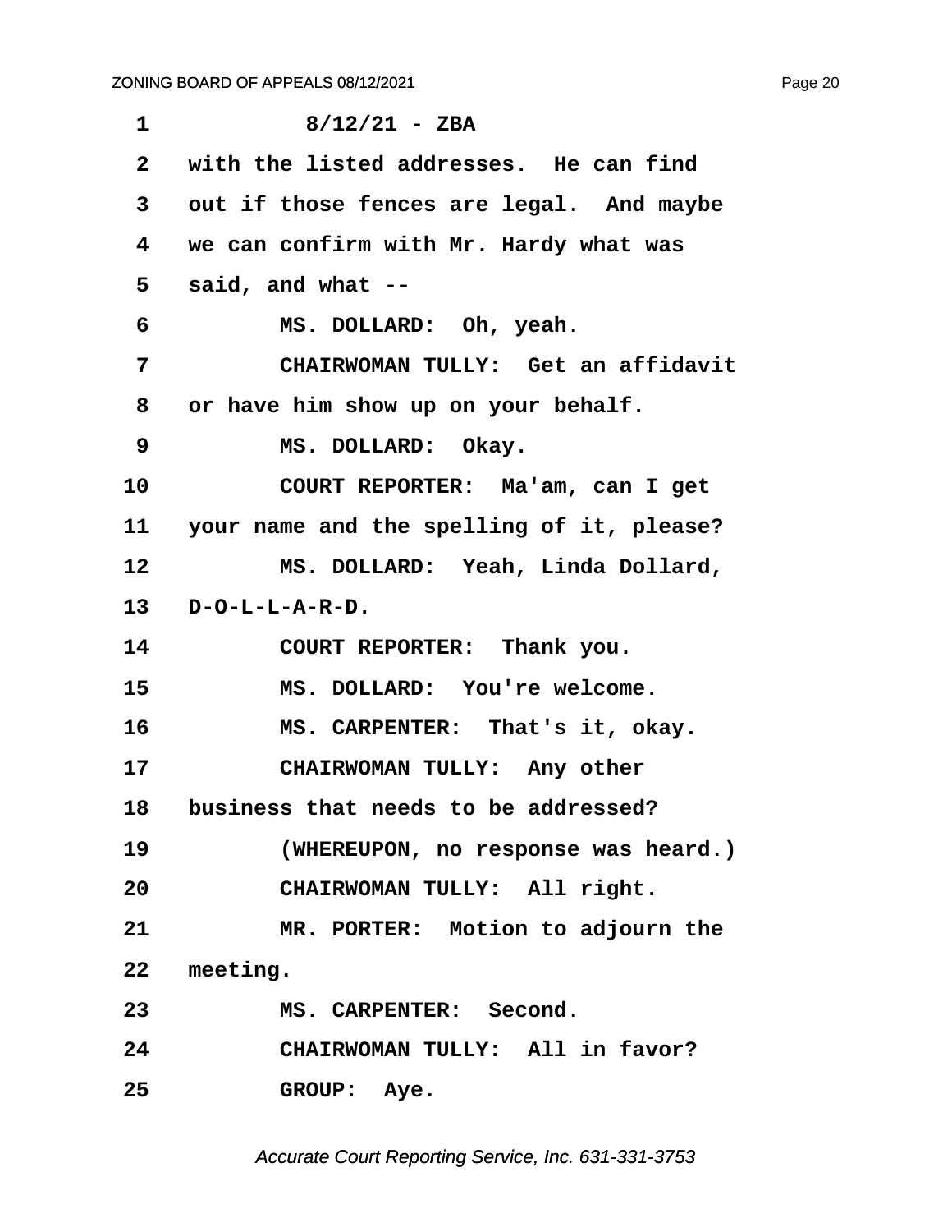1 8/12/21 - ZBA

2 with the listed addresses. He can find

3 out if those fences are legal. And maybe

4 we can confirm with Mr. Hardy what was

5 said, and what --

6 MS. DOLLARD: Oh, yeah.

7 CHAIRWOMAN TULLY: Get an affidavit

8 or have him show up on your behalf.

9 MS. DOLLARD: Okay.

10 COURT REPORTER: Ma'am, can I get

11 your name and the spelling of it, please?

12 MS. DOLLARD: Yeah, Linda Dollard,

13 D-O-L-L-A-R-D.

14 COURT REPORTER: Thank you.

15 MS. DOLLARD: You're welcome.

16 MS. CARPENTER: That's it, okay.

17 CHAIRWOMAN TULLY: Any other

18 business that needs to be addressed?

19 (WHEREUPON, no response was heard.)

20 CHAIRWOMAN TULLY: All right.

21 MR. PORTER: Motion to adjourn the

22 meeting.

23 MS. CARPENTER: Second.

24 CHAIRWOMAN TULLY: All in favor?

25 GROUP: Aye.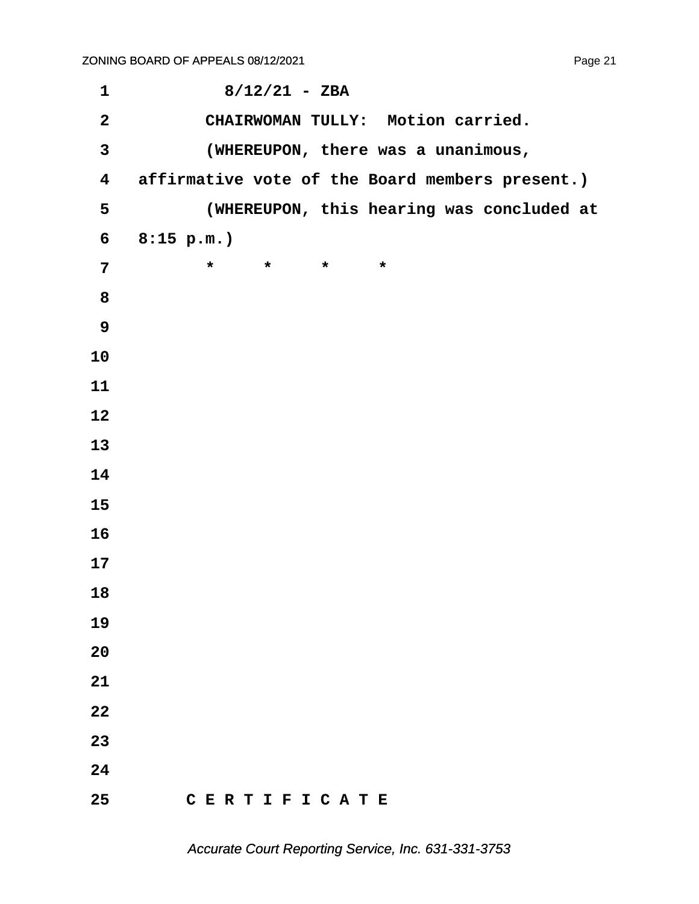8/12/21 - ZBA

CHAIRWOMAN TULLY: Motion carried.

(WHEREUPON, there was a unanimous, affirmative vote of the Board members present.)

(WHEREUPON, this hearing was concluded at 8:15 p.m.)

\*     \*     \*     \*

C E R T I F I C A T E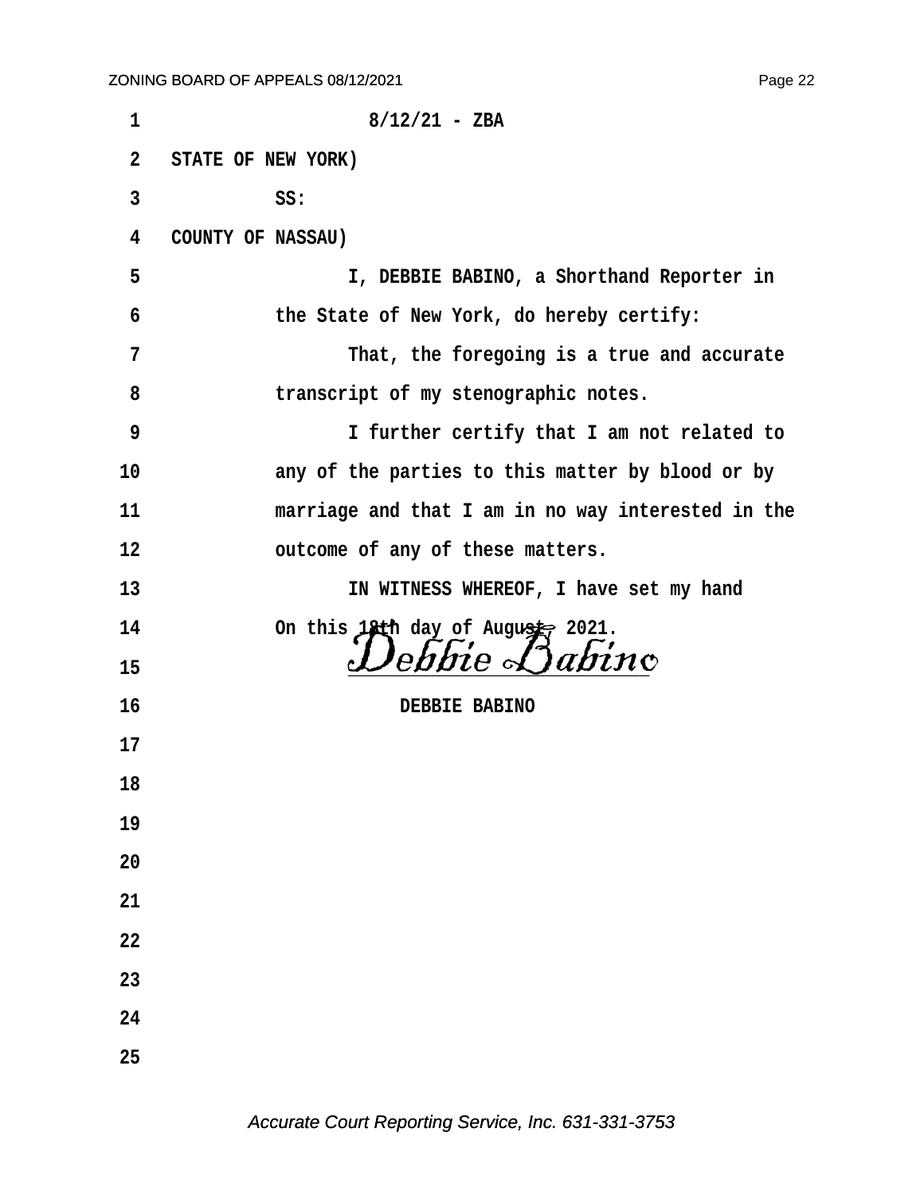8/12/21 - ZBA

STATE OF NEW YORK)

SS:

COUNTY OF NASSAU)

I, DEBBIE BABINO, a Shorthand Reporter in the State of New York, do hereby certify:

That, the foregoing is a true and accurate transcript of my stenographic notes.

I further certify that I am not related to any of the parties to this matter by blood or by marriage and that I am in no way interested in the outcome of any of these matters.

IN WITNESS WHEREOF, I have set my hand On this 18th day of August, 2021.

*Debbie Babino*

DEBBIE BABINO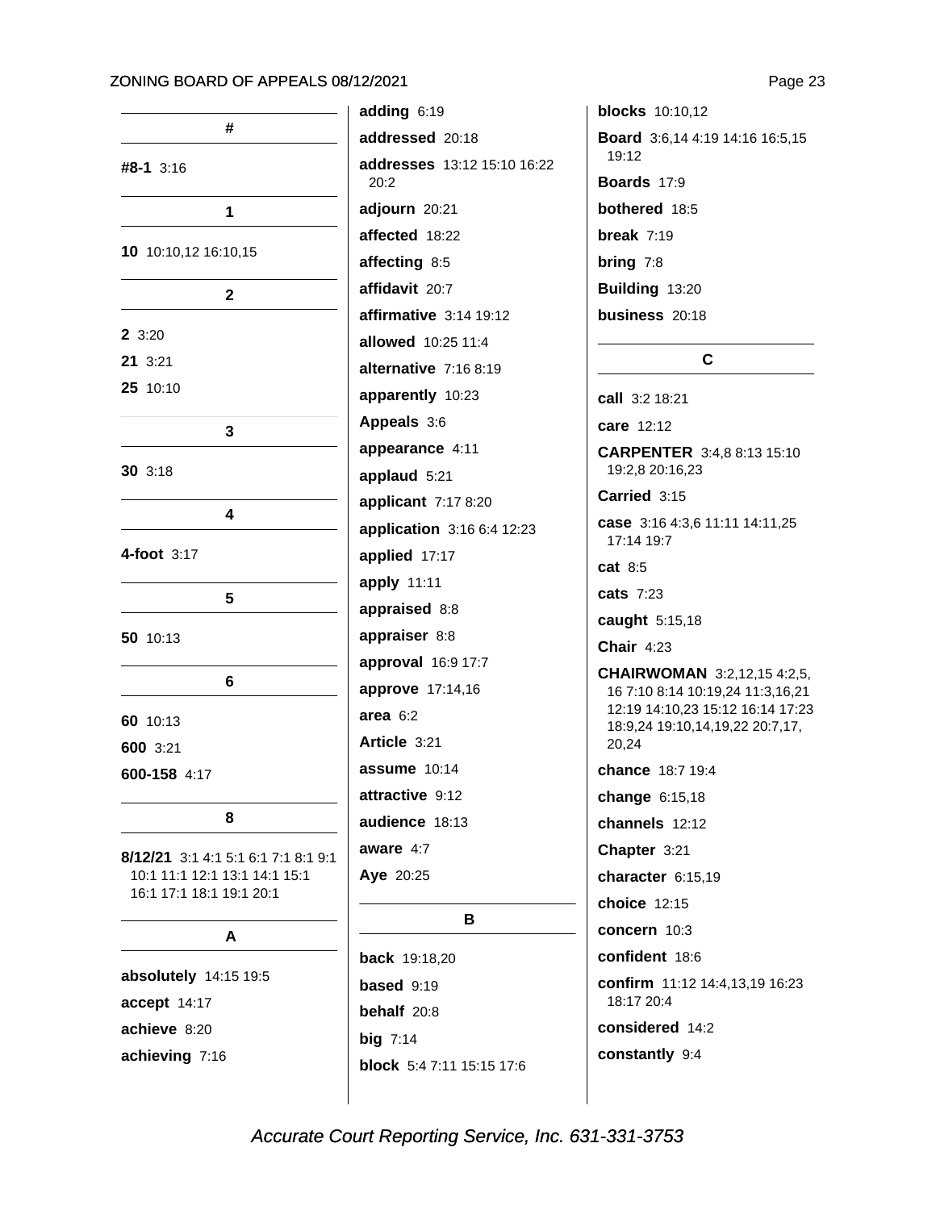**#**

**#8-1** 3:16

**1**

**10** 10:10,12 16:10,15

**2**

**2** 3:20

**21** 3:21

**25** 10:10

**3**

**30** 3:18

**4**

**4-foot** 3:17

**5**

**50** 10:13

**6**

**60** 10:13

**600** 3:21

**600-158** 4:17

**8**

**8/12/21** 3:1 4:1 5:1 6:1 7:1 8:1 9:1 10:1 11:1 12:1 13:1 14:1 15:1 16:1 17:1 18:1 19:1 20:1

**A**

**absolutely** 14:15 19:5

**accept** 14:17

**achieve** 8:20

**achieving** 7:16

**adding** 6:19

**addressed** 20:18

**addresses** 13:12 15:10 16:22 20:2

**adjourn** 20:21

**affected** 18:22

**affecting** 8:5

**affidavit** 20:7

**affirmative** 3:14 19:12

**allowed** 10:25 11:4

**alternative** 7:16 8:19

**apparently** 10:23

**Appeals** 3:6

**appearance** 4:11

**applaud** 5:21

**applicant** 7:17 8:20

**application** 3:16 6:4 12:23

**applied** 17:17

**apply** 11:11

**appraised** 8:8

**appraiser** 8:8

**approval** 16:9 17:7

**approve** 17:14,16

**area** 6:2

**Article** 3:21

**assume** 10:14

**attractive** 9:12

**audience** 18:13

**aware** 4:7

**Aye** 20:25

**B**

**back** 19:18,20

**based** 9:19

**behalf** 20:8

**big** 7:14

**block** 5:4 7:11 15:15 17:6

**blocks** 10:10,12

**Board** 3:6,14 4:19 14:16 16:5,15 19:12

**Boards** 17:9

**bothered** 18:5

**break** 7:19

**bring** 7:8

**Building** 13:20

**business** 20:18

**C**

**call** 3:2 18:21

**care** 12:12

**CARPENTER** 3:4,8 8:13 15:10 19:2,8 20:16,23

**Carried** 3:15

**case** 3:16 4:3,6 11:11 14:11,25 17:14 19:7

**cat** 8:5

**cats** 7:23

**caught** 5:15,18

**Chair** 4:23

**CHAIRWOMAN** 3:2,12,15 4:2,5, 16 7:10 8:14 10:19,24 11:3,16,21 12:19 14:10,23 15:12 16:14 17:23 18:9,24 19:10,14,19,22 20:7,17, 20,24

**chance** 18:7 19:4

**change** 6:15,18

**channels** 12:12

**Chapter** 3:21

**character** 6:15,19

**choice** 12:15

**concern** 10:3

**confident** 18:6

**confirm** 11:12 14:4,13,19 16:23 18:17 20:4

**considered** 14:2

**constantly** 9:4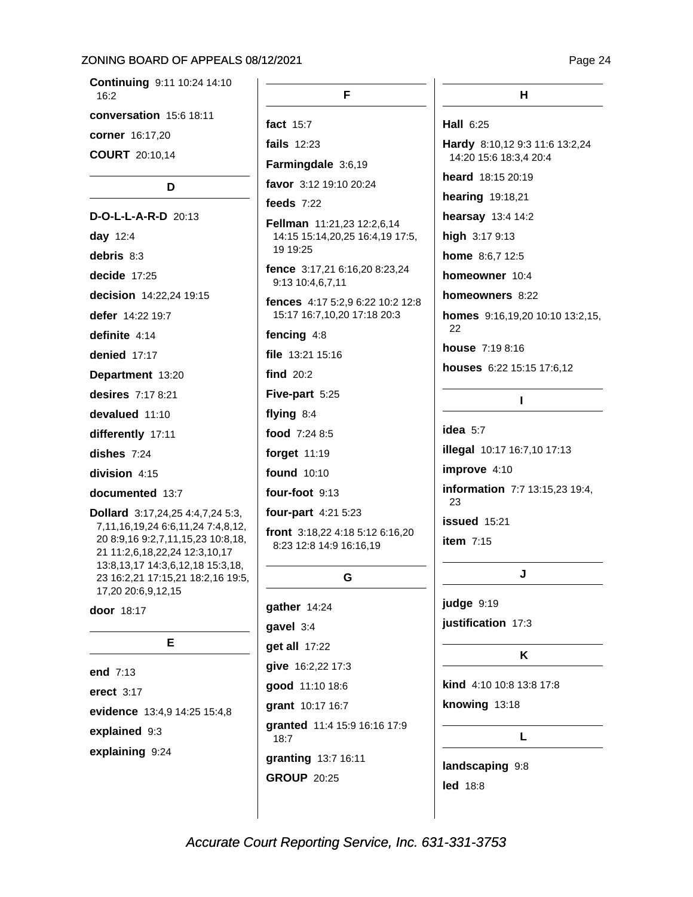**Continuing** 9:11 10:24 14:10 16:2

**conversation** 15:6 18:11

**corner** 16:17,20

**COURT** 20:10,14

## D

**D-O-L-L-A-R-D** 20:13

**day** 12:4

**debris** 8:3

**decide** 17:25

**decision** 14:22,24 19:15

**defer** 14:22 19:7

**definite** 4:14

**denied** 17:17

**Department** 13:20

**desires** 7:17 8:21

**devalued** 11:10

**differently** 17:11

**dishes** 7:24

**division** 4:15

**documented** 13:7

**Dollard** 3:17,24,25 4:4,7,24 5:3, 7,11,16,19,24 6:6,11,24 7:4,8,12, 20 8:9,16 9:2,7,11,15,23 10:8,18, 21 11:2,6,18,22,24 12:3,10,17 13:8,13,17 14:3,6,12,18 15:3,18, 23 16:2,21 17:15,21 18:2,16 19:5, 17,20 20:6,9,12,15

**door** 18:17

## E

**end** 7:13

**erect** 3:17

**evidence** 13:4,9 14:25 15:4,8

**explained** 9:3

**explaining** 9:24

## F

**fact** 15:7

**fails** 12:23

**Farmingdale** 3:6,19

**favor** 3:12 19:10 20:24

**feeds** 7:22

**Fellman** 11:21,23 12:2,6,14 14:15 15:14,20,25 16:4,19 17:5, 19 19:25

**fence** 3:17,21 6:16,20 8:23,24 9:13 10:4,6,7,11

**fences** 4:17 5:2,9 6:22 10:2 12:8 15:17 16:7,10,20 17:18 20:3

**fencing** 4:8

**file** 13:21 15:16

**find** 20:2

**Five-part** 5:25

**flying** 8:4

**food** 7:24 8:5

**forget** 11:19

**found** 10:10

**four-foot** 9:13

**four-part** 4:21 5:23

**front** 3:18,22 4:18 5:12 6:16,20 8:23 12:8 14:9 16:16,19

## G

**gather** 14:24

**gavel** 3:4

**get all** 17:22

**give** 16:2,22 17:3

**good** 11:10 18:6

**grant** 10:17 16:7

**granted** 11:4 15:9 16:16 17:9 18:7

**granting** 13:7 16:11

**GROUP** 20:25

## H

**Hall** 6:25

**Hardy** 8:10,12 9:3 11:6 13:2,24 14:20 15:6 18:3,4 20:4

**heard** 18:15 20:19

**hearing** 19:18,21

**hearsay** 13:4 14:2

**high** 3:17 9:13

**home** 8:6,7 12:5

**homeowner** 10:4

**homeowners** 8:22

**homes** 9:16,19,20 10:10 13:2,15, 22

**house** 7:19 8:16

**houses** 6:22 15:15 17:6,12

## I

**idea** 5:7

**illegal** 10:17 16:7,10 17:13

**improve** 4:10

**information** 7:7 13:15,23 19:4, 23

**issued** 15:21

**item** 7:15

## J

**judge** 9:19

**justification** 17:3

## K

**kind** 4:10 10:8 13:8 17:8

**knowing** 13:18

## L

**landscaping** 9:8

**led** 18:8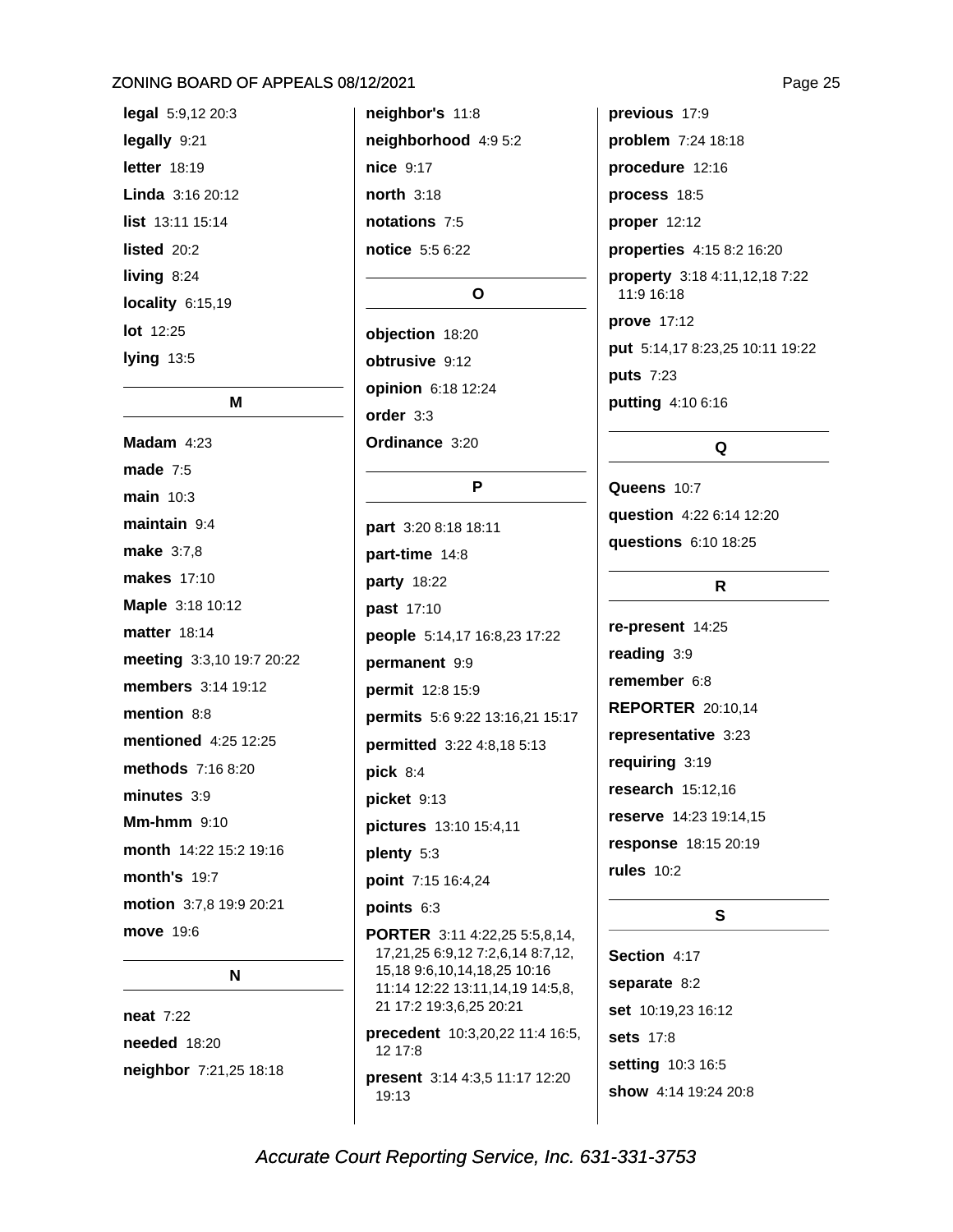**legal** 5:9,12 20:3

**legally** 9:21

**letter** 18:19

**Linda** 3:16 20:12

**list** 13:11 15:14

**listed** 20:2

**living** 8:24

**locality** 6:15,19

**lot** 12:25

**lying** 13:5

## M

**Madam** 4:23

**made** 7:5

**main** 10:3

**maintain** 9:4

**make** 3:7,8

**makes** 17:10

**Maple** 3:18 10:12

**matter** 18:14

**meeting** 3:3,10 19:7 20:22

**members** 3:14 19:12

**mention** 8:8

**mentioned** 4:25 12:25

**methods** 7:16 8:20

**minutes** 3:9

**Mm-hmm** 9:10

**month** 14:22 15:2 19:16

**month's** 19:7

**motion** 3:7,8 19:9 20:21

**move** 19:6

## N

**neat** 7:22

**needed** 18:20

**neighbor** 7:21,25 18:18

**neighbor's** 11:8

**neighborhood** 4:9 5:2

**nice** 9:17

**north** 3:18

**notations** 7:5

**notice** 5:5 6:22

## O

**objection** 18:20

**obtrusive** 9:12

**opinion** 6:18 12:24

**order** 3:3

**Ordinance** 3:20

## P

**part** 3:20 8:18 18:11

**part-time** 14:8

**party** 18:22

**past** 17:10

**people** 5:14,17 16:8,23 17:22

**permanent** 9:9

**permit** 12:8 15:9

**permits** 5:6 9:22 13:16,21 15:17

**permitted** 3:22 4:8,18 5:13

**pick** 8:4

**picket** 9:13

**pictures** 13:10 15:4,11

**plenty** 5:3

**point** 7:15 16:4,24

**points** 6:3

**PORTER** 3:11 4:22,25 5:5,8,14, 17,21,25 6:9,12 7:2,6,14 8:7,12, 15,18 9:6,10,14,18,25 10:16 11:14 12:22 13:11,14,19 14:5,8, 21 17:2 19:3,6,25 20:21

**precedent** 10:3,20,22 11:4 16:5, 12 17:8

**present** 3:14 4:3,5 11:17 12:20 19:13

**previous** 17:9

**problem** 7:24 18:18

**procedure** 12:16

**process** 18:5

**proper** 12:12

**properties** 4:15 8:2 16:20

**property** 3:18 4:11,12,18 7:22 11:9 16:18

**prove** 17:12

**put** 5:14,17 8:23,25 10:11 19:22

**puts** 7:23

**putting** 4:10 6:16

## Q

**Queens** 10:7

**question** 4:22 6:14 12:20

**questions** 6:10 18:25

## R

**re-present** 14:25

**reading** 3:9

**remember** 6:8

**REPORTER** 20:10,14

**representative** 3:23

**requiring** 3:19

**research** 15:12,16

**reserve** 14:23 19:14,15

**response** 18:15 20:19

**rules** 10:2

## S

**Section** 4:17

**separate** 8:2

**set** 10:19,23 16:12

**sets** 17:8

**setting** 10:3 16:5

**show** 4:14 19:24 20:8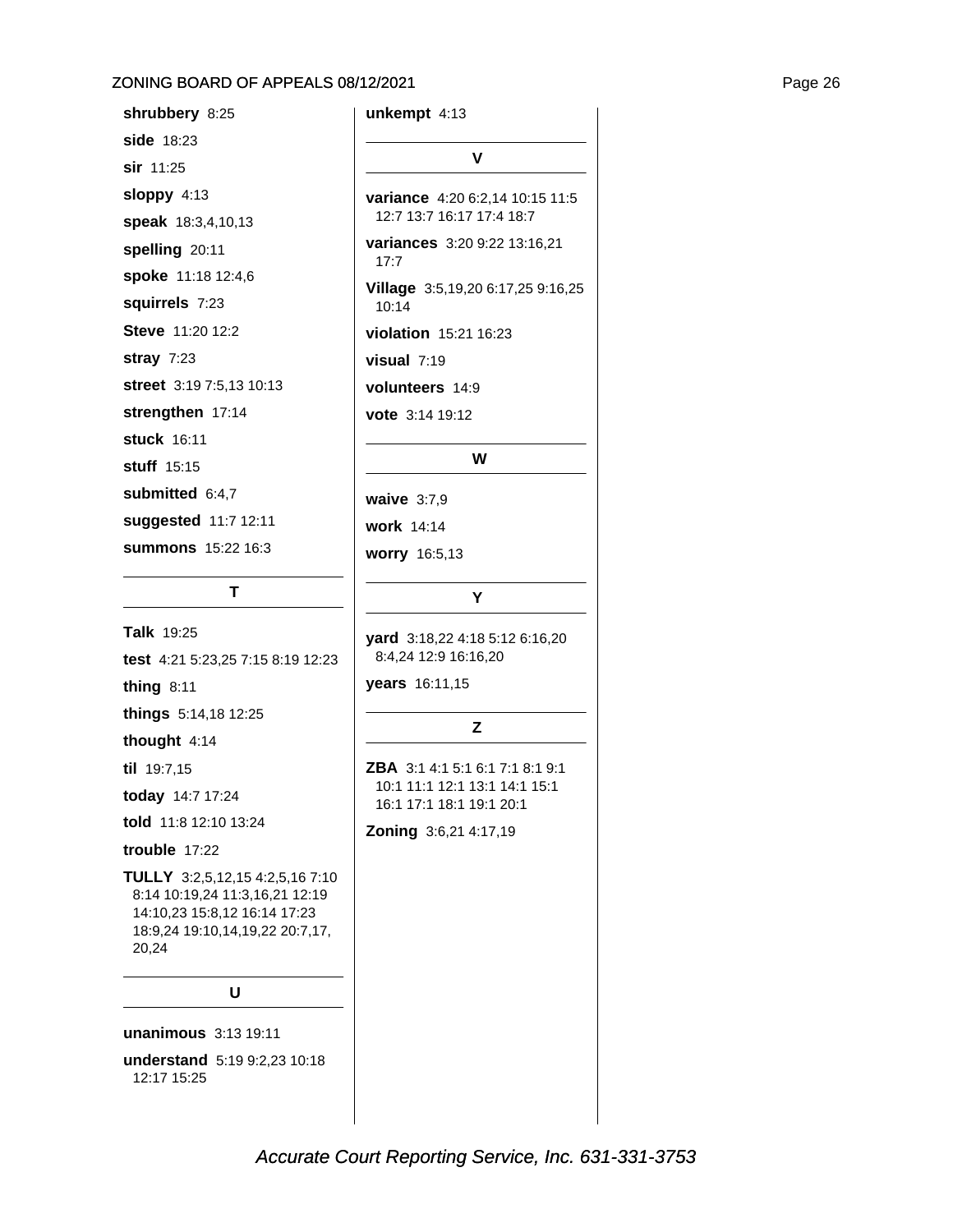**shrubbery** 8:25

**side** 18:23

**sir** 11:25

**sloppy** 4:13

**speak** 18:3,4,10,13

**spelling** 20:11

**spoke** 11:18 12:4,6

**squirrels** 7:23

**Steve** 11:20 12:2

**stray** 7:23

**street** 3:19 7:5,13 10:13

**strengthen** 17:14

**stuck** 16:11

**stuff** 15:15

**submitted** 6:4,7

**suggested** 11:7 12:11

**summons** 15:22 16:3

## T

**Talk** 19:25

**test** 4:21 5:23,25 7:15 8:19 12:23

**thing** 8:11

**things** 5:14,18 12:25

**thought** 4:14

**til** 19:7,15

**today** 14:7 17:24

**told** 11:8 12:10 13:24

**trouble** 17:22

**TULLY** 3:2,5,12,15 4:2,5,16 7:10 8:14 10:19,24 11:3,16,21 12:19 14:10,23 15:8,12 16:14 17:23 18:9,24 19:10,14,19,22 20:7,17, 20,24

## U

**unanimous** 3:13 19:11

**understand** 5:19 9:2,23 10:18 12:17 15:25

**unkempt** 4:13

## V

**variance** 4:20 6:2,14 10:15 11:5 12:7 13:7 16:17 17:4 18:7

**variances** 3:20 9:22 13:16,21 17:7

**Village** 3:5,19,20 6:17,25 9:16,25 10:14

**violation** 15:21 16:23

**visual** 7:19

**volunteers** 14:9

**vote** 3:14 19:12

## W

**waive** 3:7,9

**work** 14:14

**worry** 16:5,13

## Y

**yard** 3:18,22 4:18 5:12 6:16,20 8:4,24 12:9 16:16,20

**years** 16:11,15

## Z

**ZBA** 3:1 4:1 5:1 6:1 7:1 8:1 9:1 10:1 11:1 12:1 13:1 14:1 15:1 16:1 17:1 18:1 19:1 20:1

**Zoning** 3:6,21 4:17,19